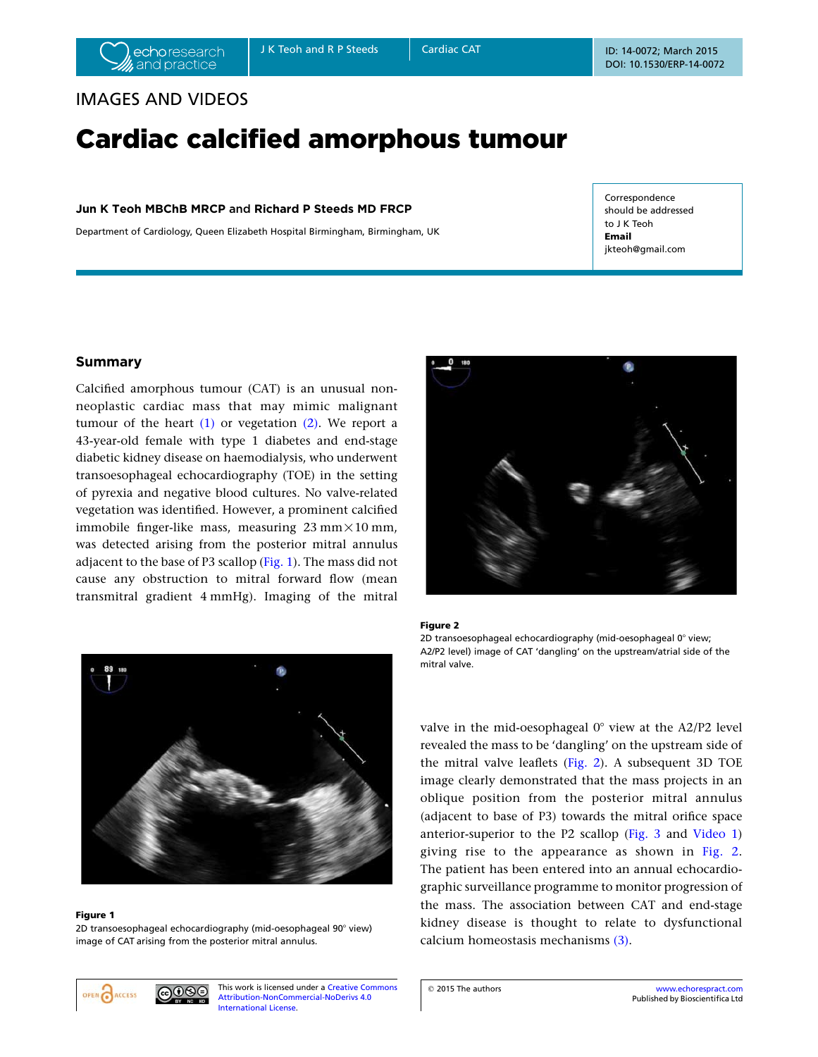IMAGES AND VIDEOS

# Cardiac calcified amorphous tumour

**Jun K Teoh MBChB MRCP and Richard P Steeds MD FRCP**

Department of Cardiology, Queen Elizabeth Hospital Birmingham, Birmingham, UK

Correspondence should be addressed to J K Teoh
**Email**
jkteoh@gmail.com

## Summary

Calcified amorphous tumour (CAT) is an unusual non-neoplastic cardiac mass that may mimic malignant tumour of the heart (1) or vegetation (2). We report a 43-year-old female with type 1 diabetes and end-stage diabetic kidney disease on haemodialysis, who underwent transoesophageal echocardiography (TOE) in the setting of pyrexia and negative blood cultures. No valve-related vegetation was identified. However, a prominent calcified immobile finger-like mass, measuring 23 mm×10 mm, was detected arising from the posterior mitral annulus adjacent to the base of P3 scallop (Fig. 1). The mass did not cause any obstruction to mitral forward flow (mean transmitral gradient 4 mmHg). Imaging of the mitral valve in the mid-oesophageal 0° view at the A2/P2 level revealed the mass to be 'dangling' on the upstream side of the mitral valve leaflets (Fig. 2). A subsequent 3D TOE image clearly demonstrated that the mass projects in an oblique position from the posterior mitral annulus (adjacent to base of P3) towards the mitral orifice space anterior-superior to the P2 scallop (Fig. 3 and Video 1) giving rise to the appearance as shown in Fig. 2. The patient has been entered into an annual echocardiographic surveillance programme to monitor progression of the mass. The association between CAT and end-stage kidney disease is thought to relate to dysfunctional calcium homeostasis mechanisms (3).

**Figure 1**
2D transoesophageal echocardiography (mid-oesophageal 90° view) image of CAT arising from the posterior mitral annulus.

**Figure 2**
2D transoesophageal echocardiography (mid-oesophageal 0° view; A2/P2 level) image of CAT 'dangling' on the upstream/atrial side of the mitral valve.

This work is licensed under a Creative Commons Attribution-NonCommercial-NoDerivs 4.0 International License.

© 2015 The authors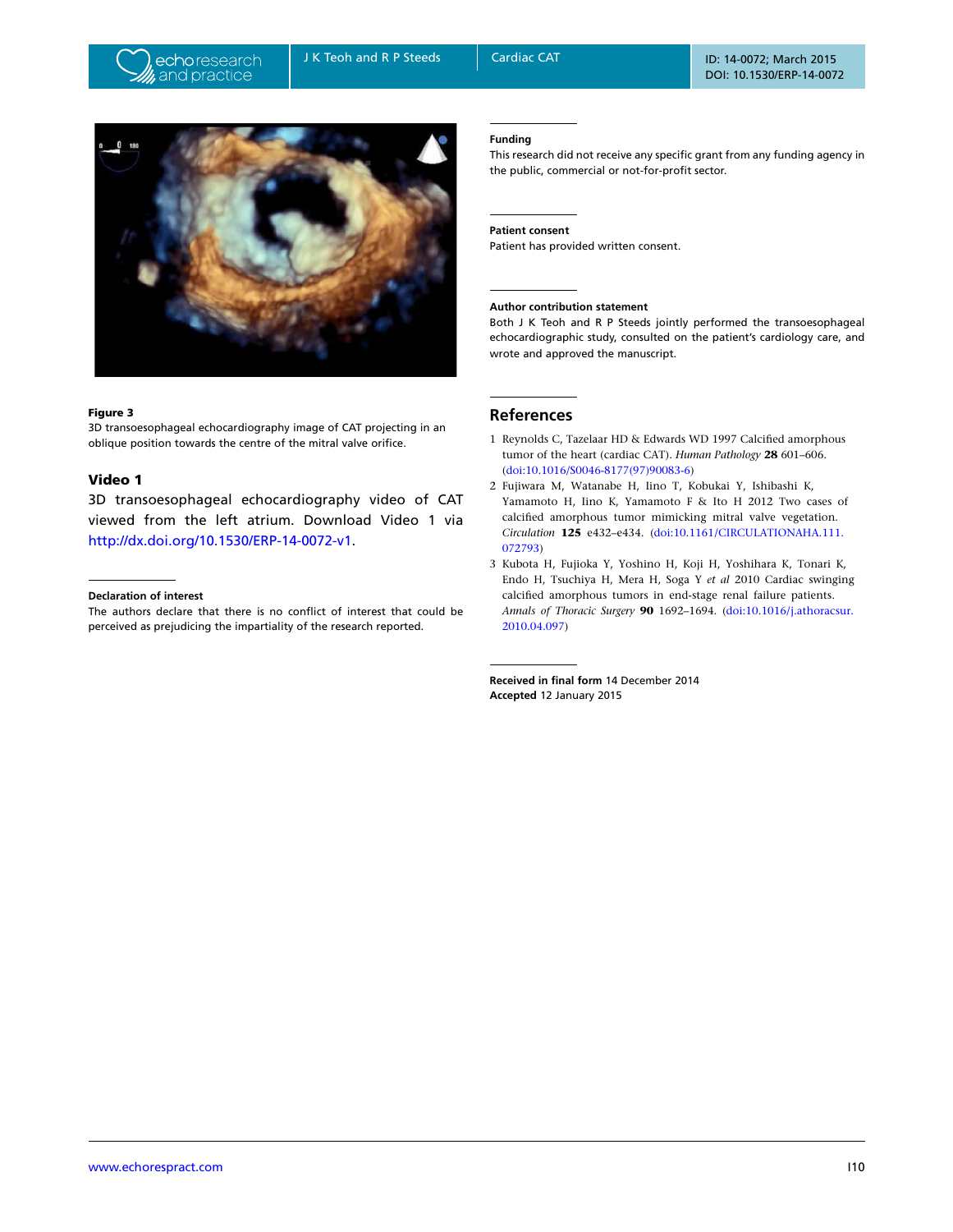**Figure 3**
3D transoesophageal echocardiography image of CAT projecting in an oblique position towards the centre of the mitral valve orifice.

### Video 1

3D transoesophageal echocardiography video of CAT viewed from the left atrium. Download Video 1 via http://dx.doi.org/10.1530/ERP-14-0072-v1.

**Declaration of interest**
The authors declare that there is no conflict of interest that could be perceived as prejudicing the impartiality of the research reported.

**Funding**
This research did not receive any specific grant from any funding agency in the public, commercial or not-for-profit sector.

**Patient consent**
Patient has provided written consent.

**Author contribution statement**
Both J K Teoh and R P Steeds jointly performed the transoesophageal echocardiographic study, consulted on the patient's cardiology care, and wrote and approved the manuscript.

## References

1. Reynolds C, Tazelaar HD & Edwards WD 1997 Calcified amorphous tumor of the heart (cardiac CAT). *Human Pathology* **28** 601–606. (doi:10.1016/S0046-8177(97)90083-6)
2. Fujiwara M, Watanabe H, Iino T, Kobukai Y, Ishibashi K, Yamamoto H, Iino K, Yamamoto F & Ito H 2012 Two cases of calcified amorphous tumor mimicking mitral valve vegetation. *Circulation* **125** e432–e434. (doi:10.1161/CIRCULATIONAHA.111.072793)
3. Kubota H, Fujioka Y, Yoshino H, Koji H, Yoshihara K, Tonari K, Endo H, Tsuchiya H, Mera H, Soga Y *et al* 2010 Cardiac swinging calcified amorphous tumors in end-stage renal failure patients. *Annals of Thoracic Surgery* **90** 1692–1694. (doi:10.1016/j.athoracsur.2010.04.097)

**Received in final form** 14 December 2014
**Accepted** 12 January 2015